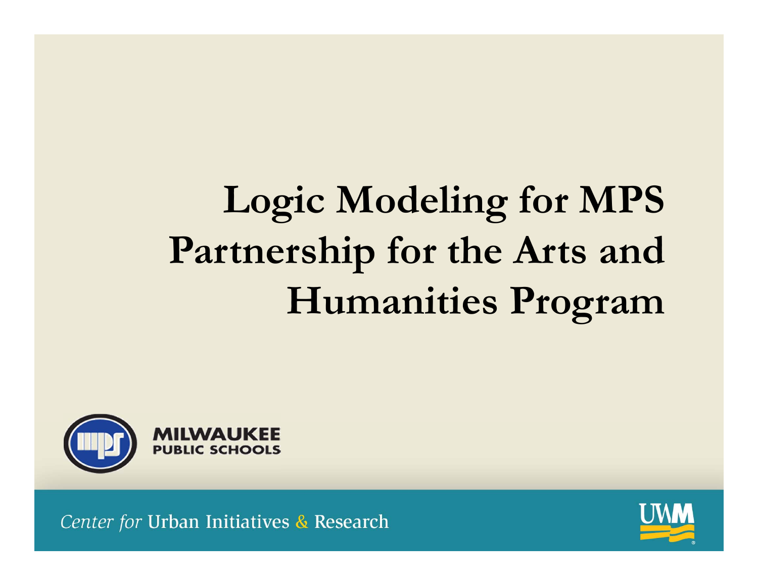# Logic Modeling for MPS Partnership for the Arts and Humanities Program

MILWAUKEE PUBLIC SCHOOLS

*Center for* Urban Initiatives & Research

UWM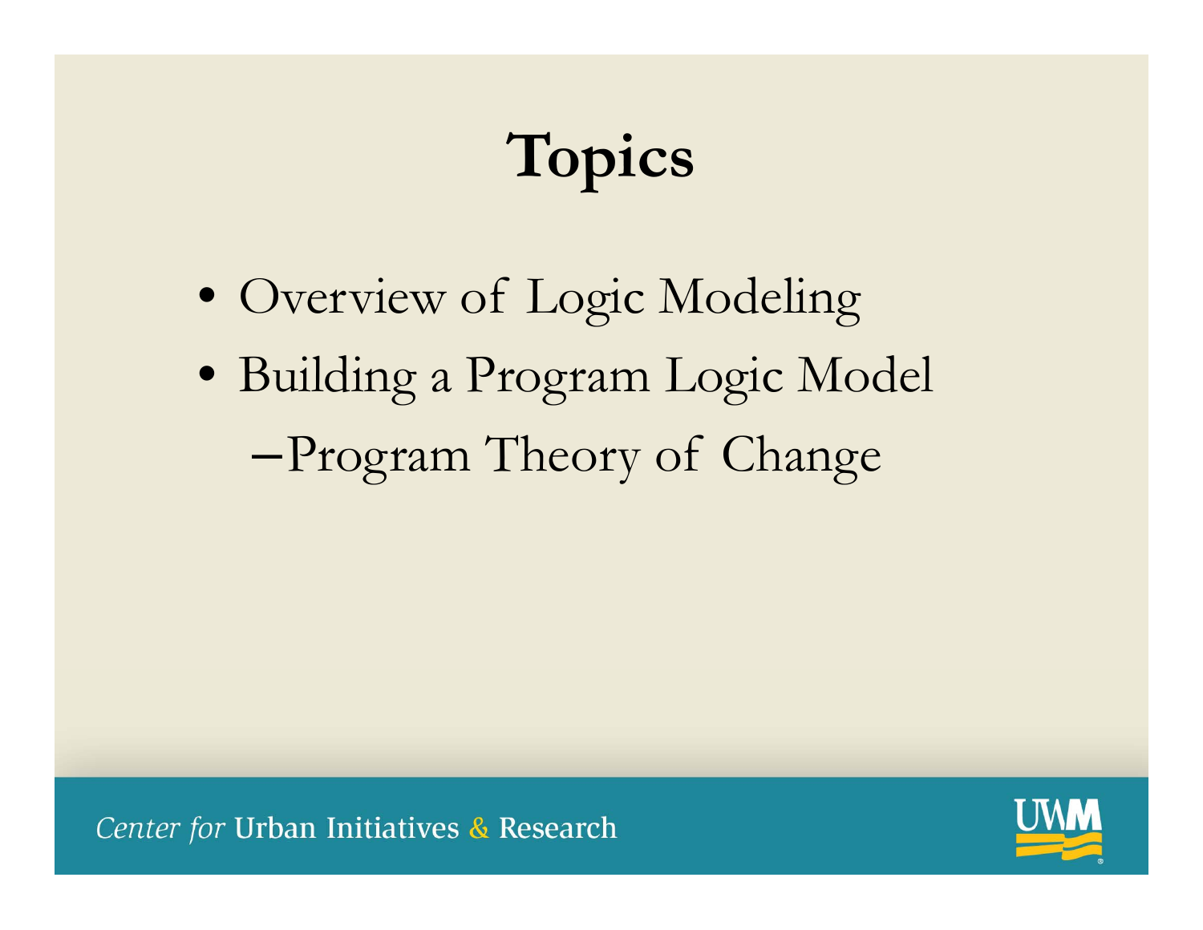# Topics

- Overview of Logic Modeling
- Building a Program Logic Model
  - Program Theory of Change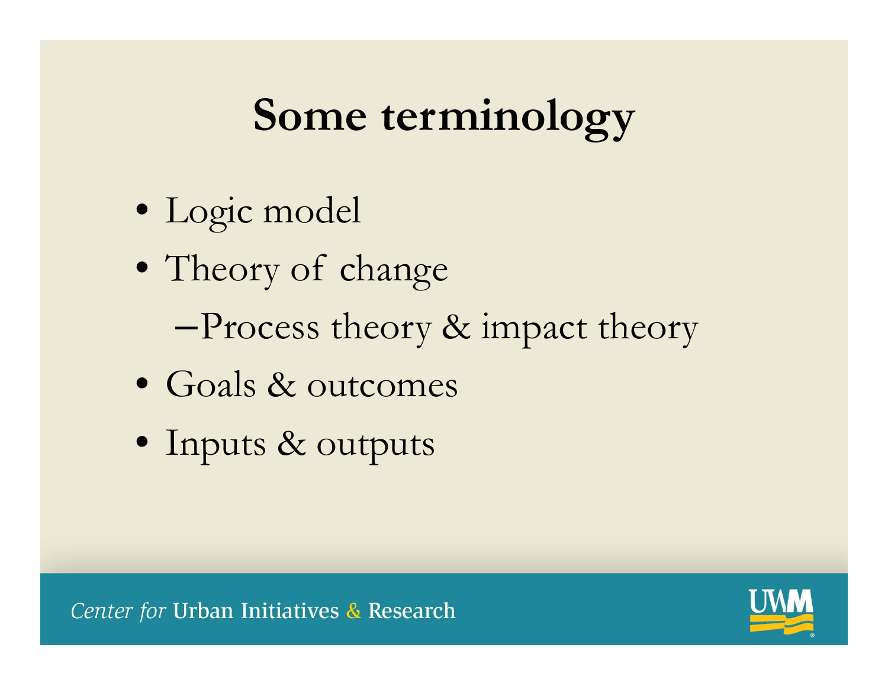# Some terminology

- Logic model
- Theory of change
  - Process theory & impact theory
- Goals & outcomes
- Inputs & outputs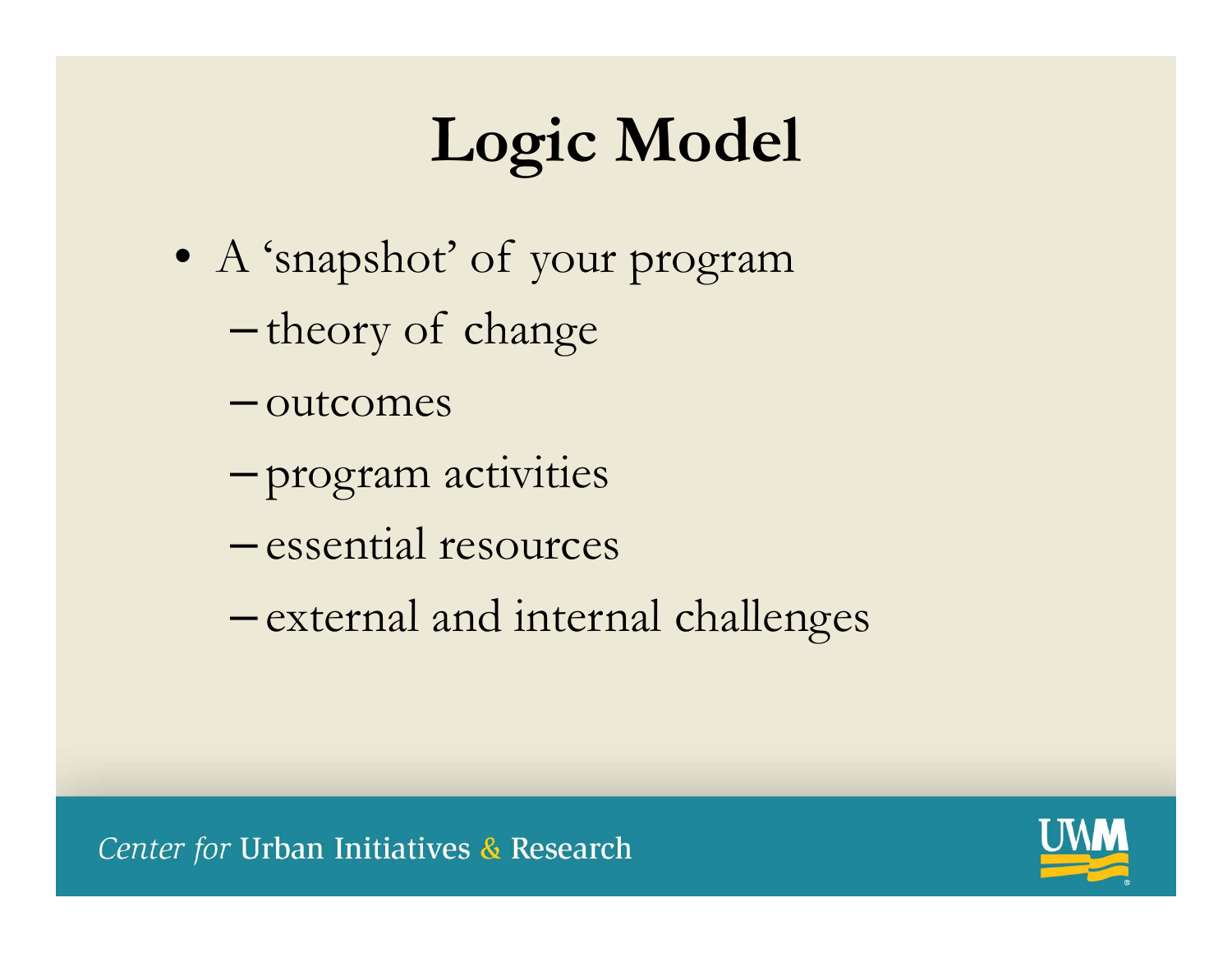# Logic Model

- A 'snapshot' of your program
  - theory of change
  - outcomes
  - program activities
  - essential resources
  - external and internal challenges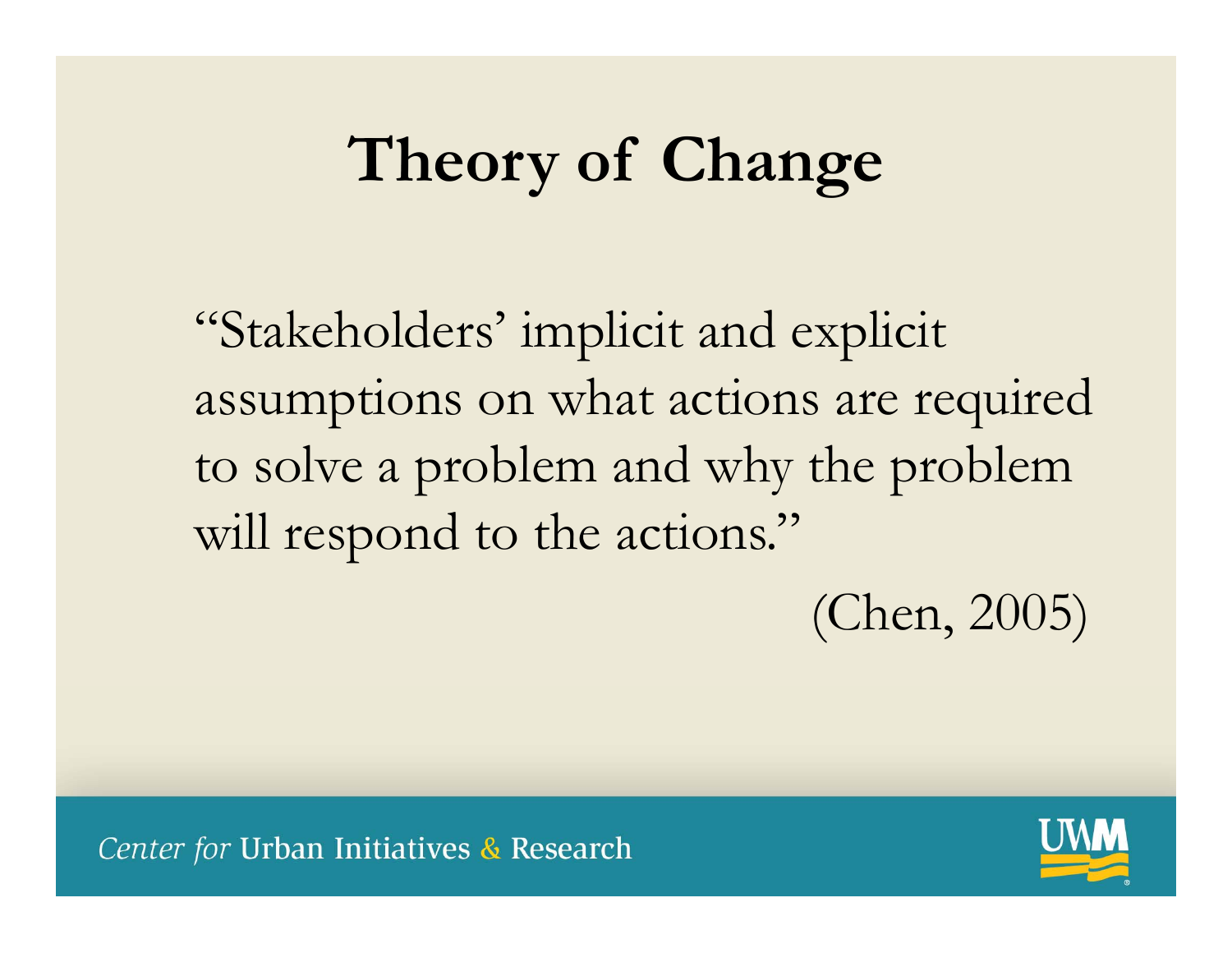# Theory of Change

"Stakeholders' implicit and explicit assumptions on what actions are required to solve a problem and why the problem will respond to the actions."

(Chen, 2005)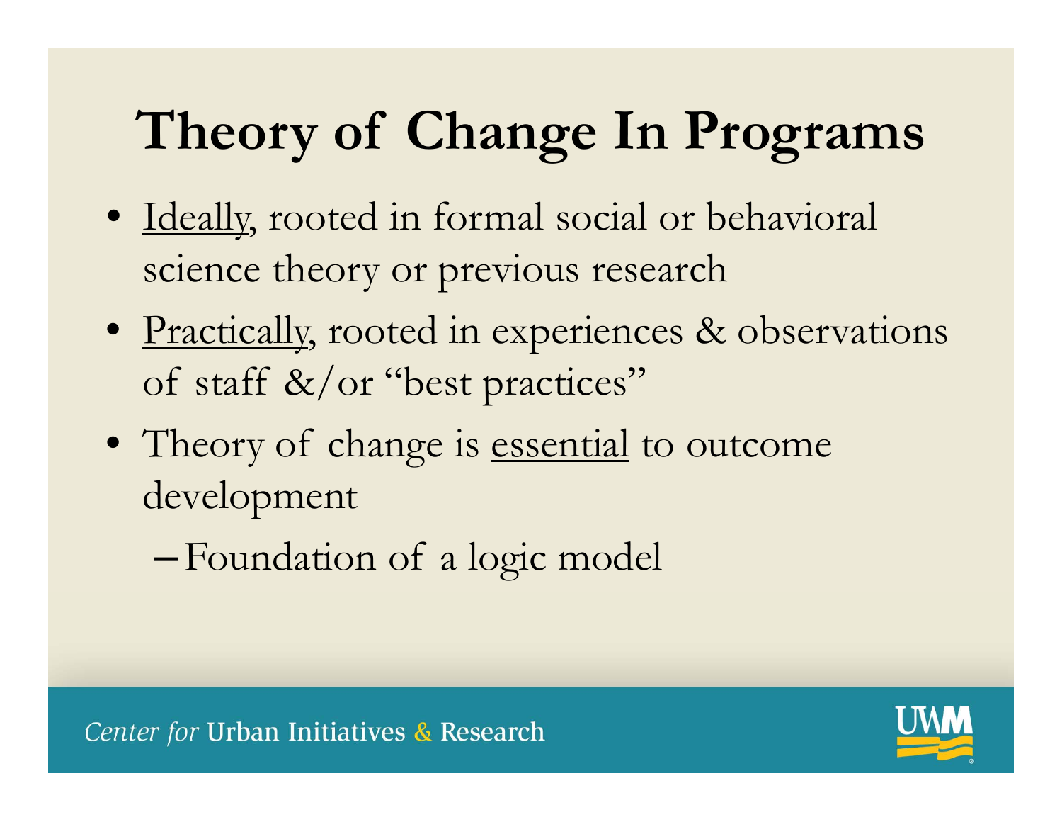# Theory of Change In Programs

- <u>Ideally</u>, rooted in formal social or behavioral science theory or previous research
- <u>Practically</u>, rooted in experiences & observations of staff &/or "best practices"
- Theory of change is <u>essential</u> to outcome development
  - Foundation of a logic model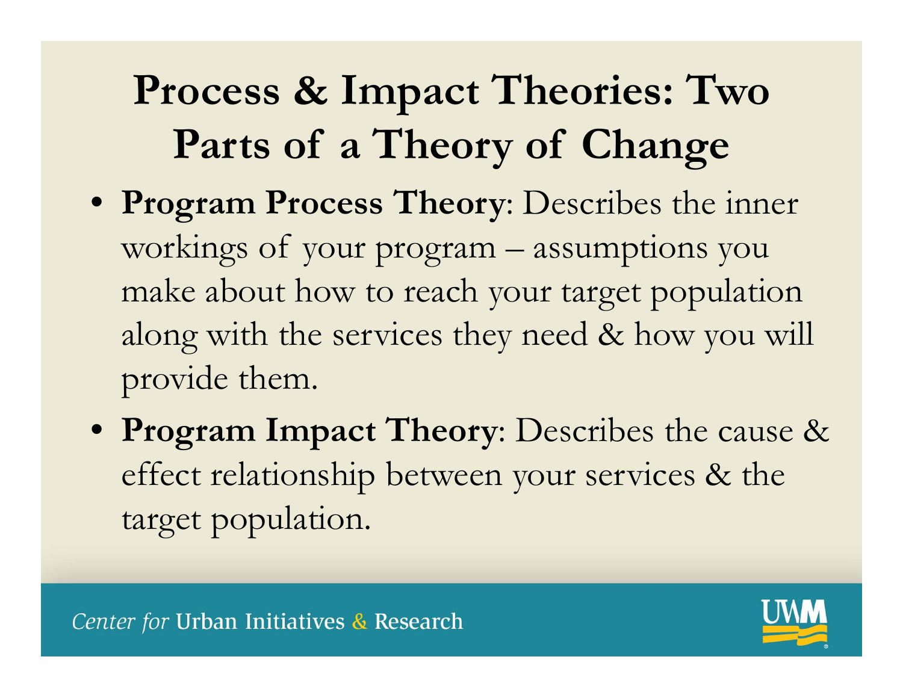# Process & Impact Theories: Two Parts of a Theory of Change

- **Program Process Theory**: Describes the inner workings of your program – assumptions you make about how to reach your target population along with the services they need & how you will provide them.
- **Program Impact Theory**: Describes the cause & effect relationship between your services & the target population.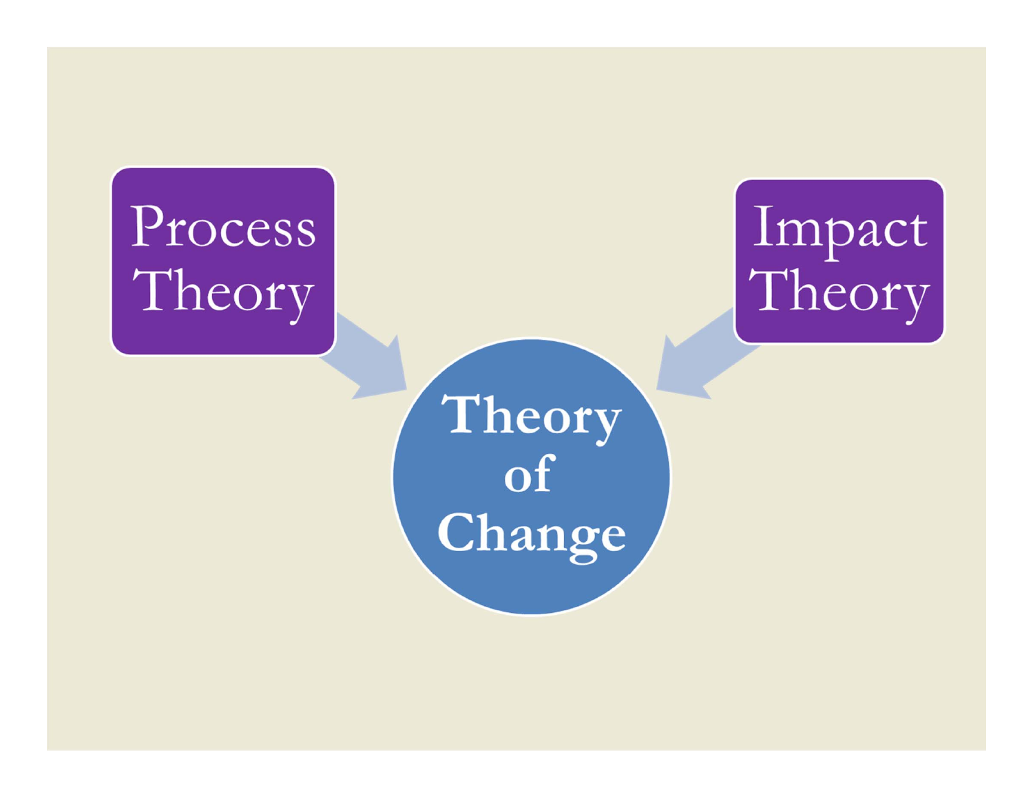Process Theory

Impact Theory

Theory of Change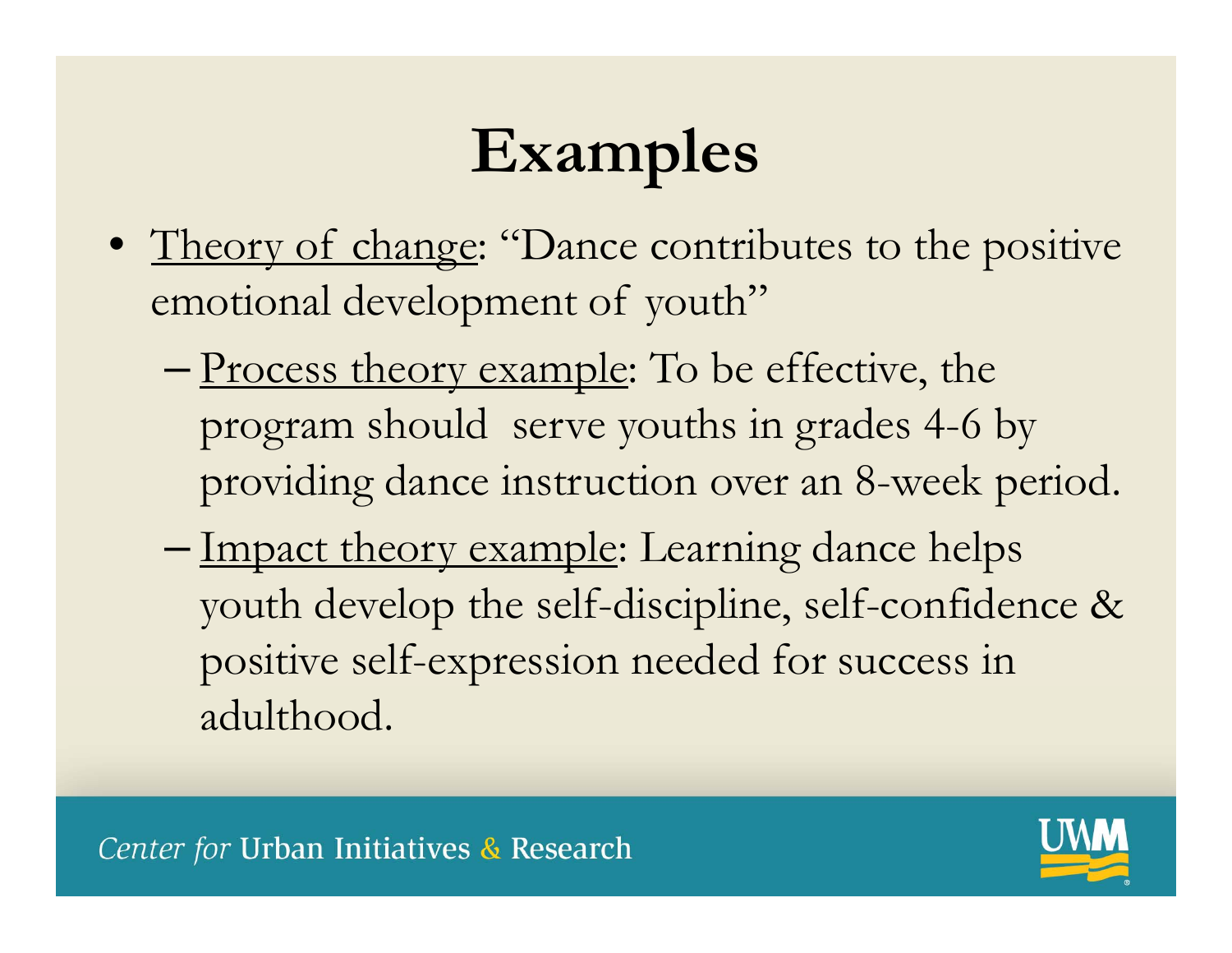# Examples

- Theory of change: "Dance contributes to the positive emotional development of youth"
  - Process theory example: To be effective, the program should serve youths in grades 4-6 by providing dance instruction over an 8-week period.
  - Impact theory example: Learning dance helps youth develop the self-discipline, self-confidence & positive self-expression needed for success in adulthood.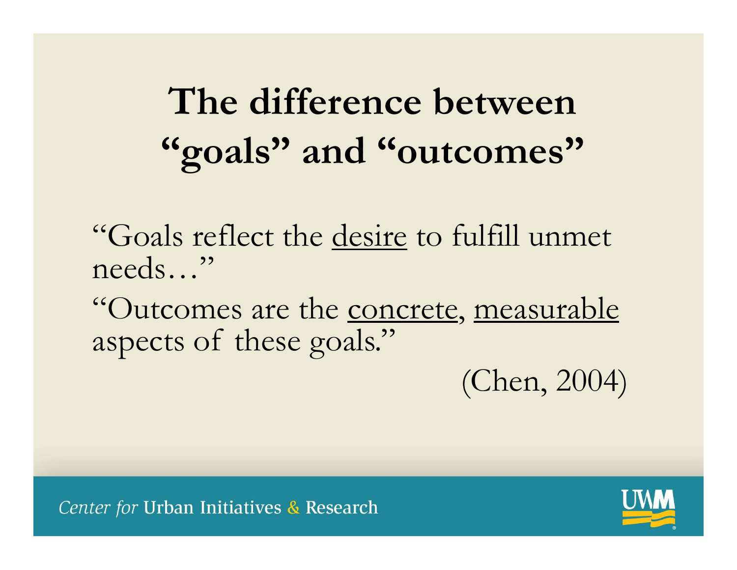# The difference between "goals" and "outcomes"

"Goals reflect the desire to fulfill unmet needs…"

"Outcomes are the concrete, measurable aspects of these goals."

(Chen, 2004)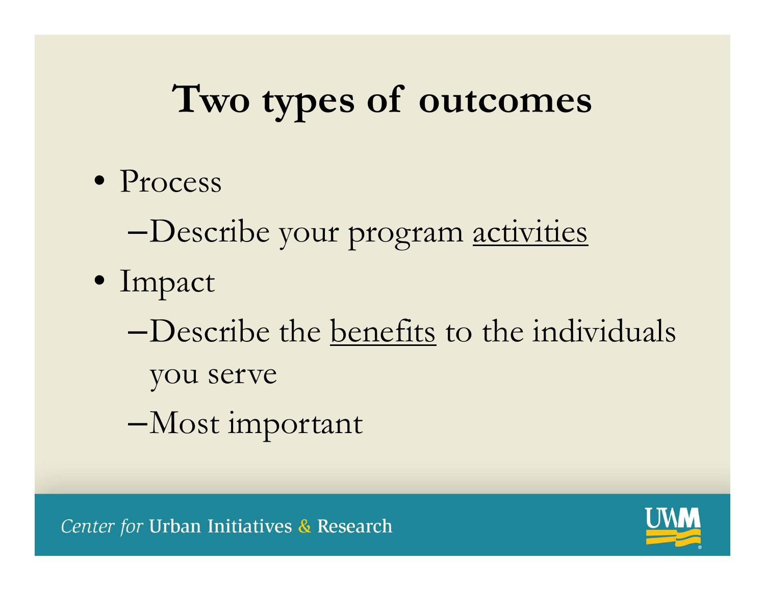# Two types of outcomes

- Process
  - Describe your program <u>activities</u>
- Impact
  - Describe the <u>benefits</u> to the individuals you serve
  - Most important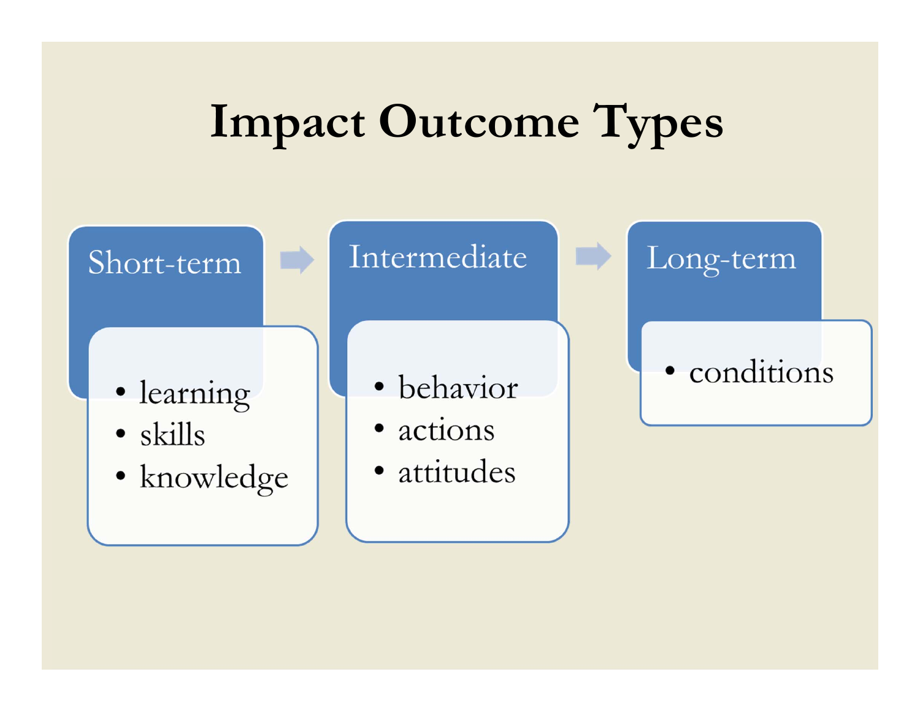# Impact Outcome Types

**Short-term**

- learning
- skills
- knowledge

**Intermediate**

- behavior
- actions
- attitudes

**Long-term**

- conditions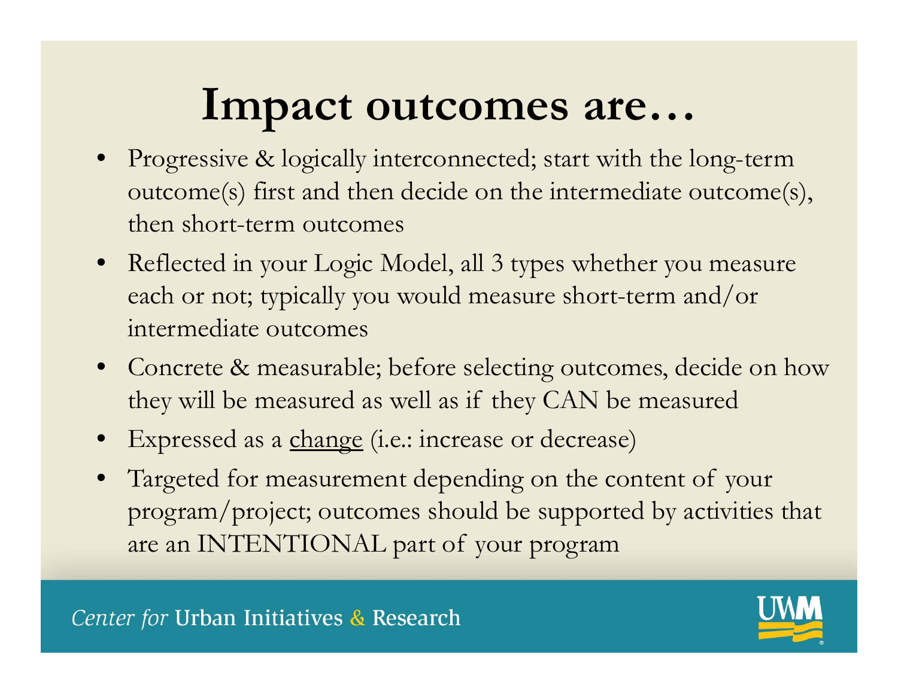# Impact outcomes are…

- Progressive & logically interconnected; start with the long-term outcome(s) first and then decide on the intermediate outcome(s), then short-term outcomes
- Reflected in your Logic Model, all 3 types whether you measure each or not; typically you would measure short-term and/or intermediate outcomes
- Concrete & measurable; before selecting outcomes, decide on how they will be measured as well as if they CAN be measured
- Expressed as a <u>change</u> (i.e.: increase or decrease)
- Targeted for measurement depending on the content of your program/project; outcomes should be supported by activities that are an INTENTIONAL part of your program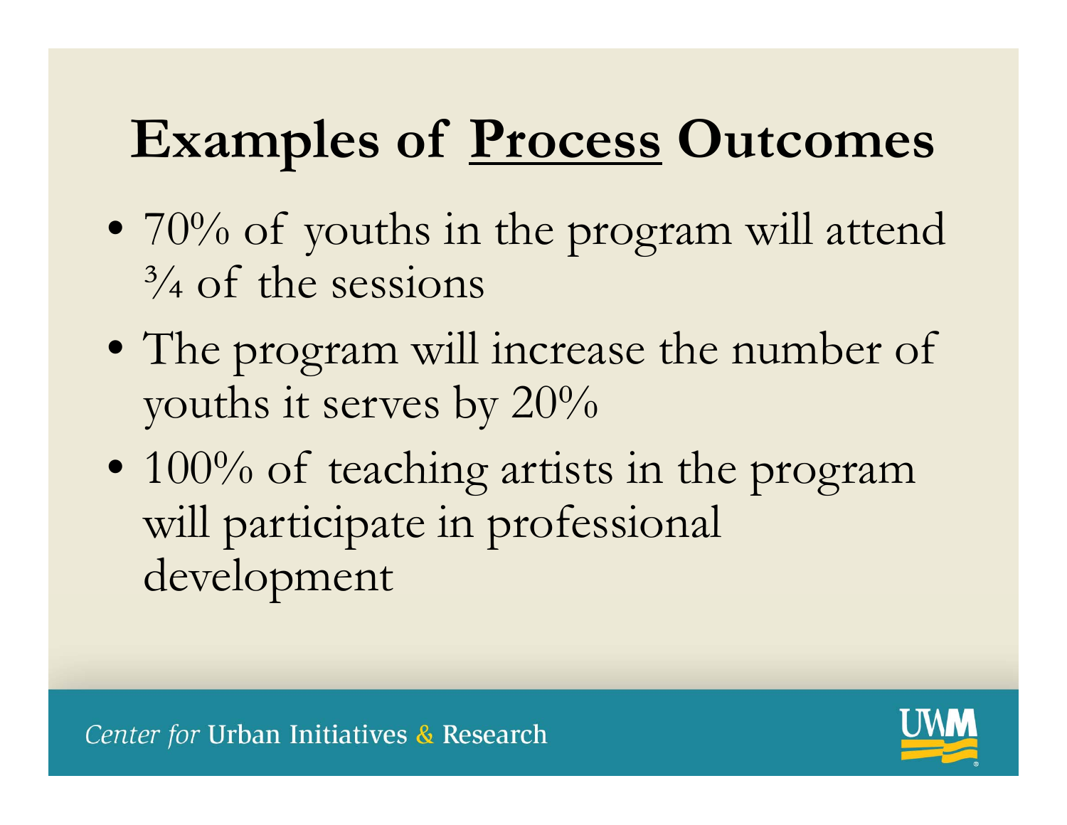# Examples of <u>Process</u> Outcomes

- 70% of youths in the program will attend ¾ of the sessions
- The program will increase the number of youths it serves by 20%
- 100% of teaching artists in the program will participate in professional development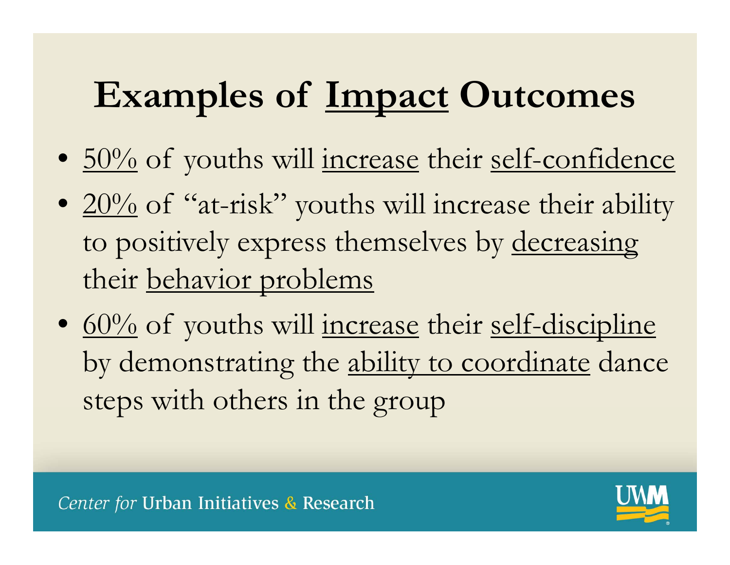# Examples of Impact Outcomes

- 50% of youths will increase their self-confidence
- 20% of "at-risk" youths will increase their ability to positively express themselves by decreasing their behavior problems
- 60% of youths will increase their self-discipline by demonstrating the ability to coordinate dance steps with others in the group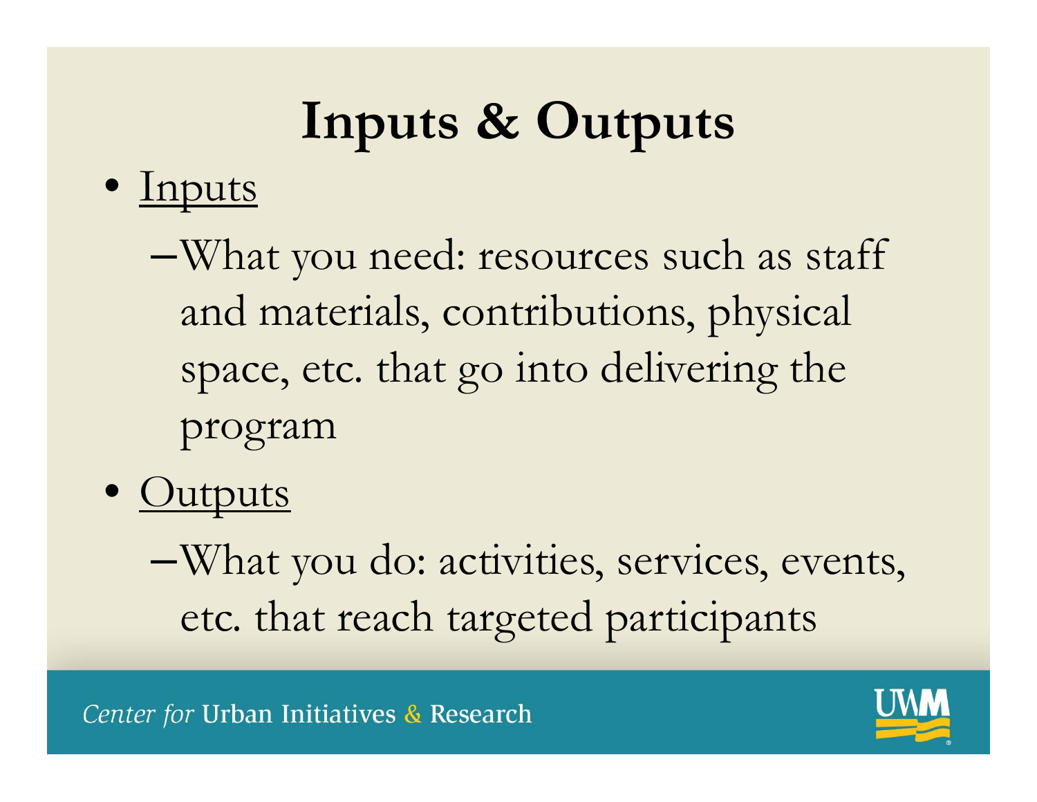# Inputs & Outputs

- <u>Inputs</u>
  - What you need: resources such as staff and materials, contributions, physical space, etc. that go into delivering the program
- <u>Outputs</u>
  - What you do: activities, services, events, etc. that reach targeted participants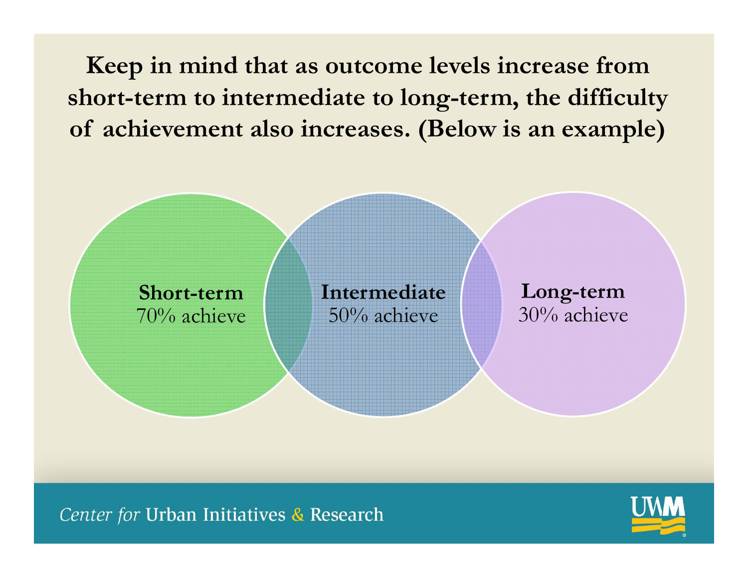# Keep in mind that as outcome levels increase from short-term to intermediate to long-term, the difficulty of achievement also increases. (Below is an example)

**Short-term**
70% achieve

**Intermediate**
50% achieve

**Long-term**
30% achieve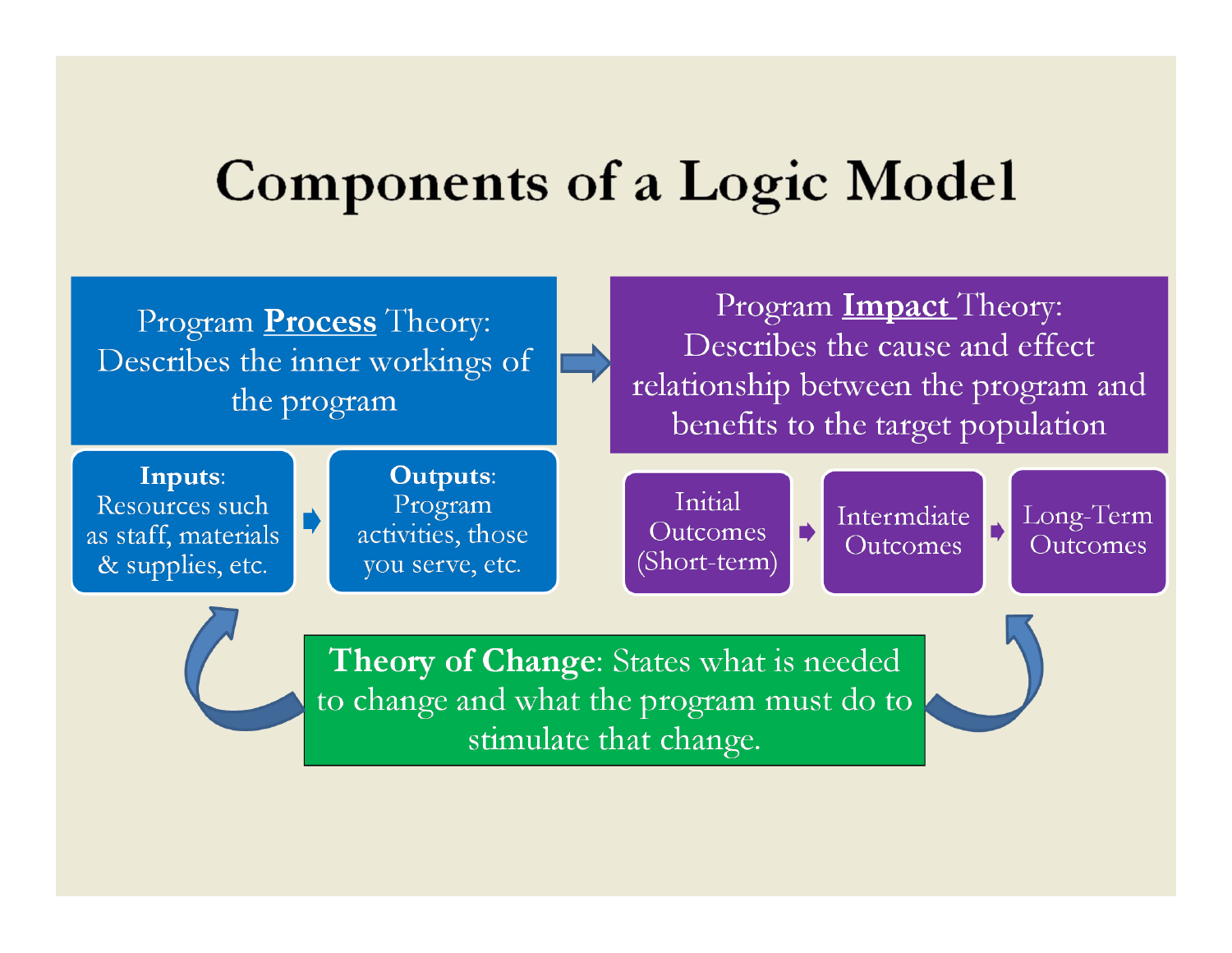# Components of a Logic Model

Program **Process** Theory: Describes the inner workings of the program

**Inputs**: Resources such as staff, materials & supplies, etc.

**Outputs**: Program activities, those you serve, etc.

Program **Impact** Theory: Describes the cause and effect relationship between the program and benefits to the target population

Initial Outcomes (Short-term)

Intermdiate Outcomes

Long-Term Outcomes

**Theory of Change**: States what is needed to change and what the program must do to stimulate that change.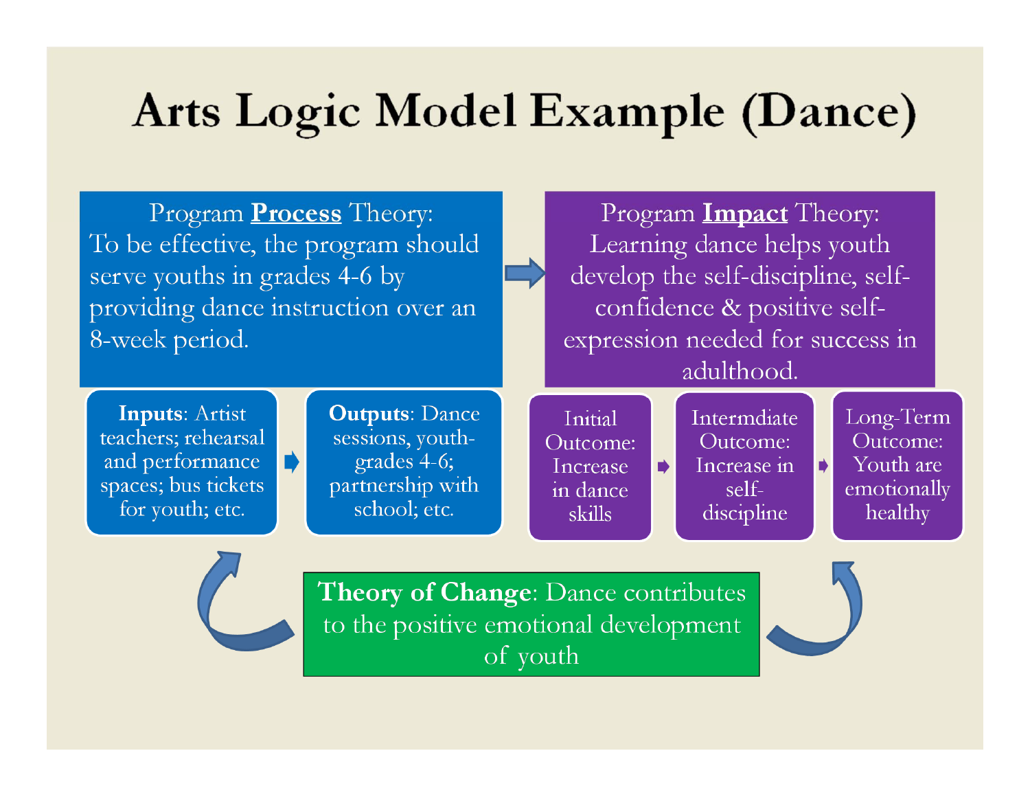# Arts Logic Model Example (Dance)

Program **Process** Theory:
To be effective, the program should serve youths in grades 4-6 by providing dance instruction over an 8-week period.

Program **Impact** Theory:
Learning dance helps youth develop the self-discipline, self-confidence & positive self-expression needed for success in adulthood.

**Inputs**: Artist teachers; rehearsal and performance spaces; bus tickets for youth; etc.

**Outputs**: Dance sessions, youth-grades 4-6; partnership with school; etc.

Initial Outcome: Increase in dance skills

Intermdiate Outcome: Increase in self-discipline

Long-Term Outcome: Youth are emotionally healthy

**Theory of Change**: Dance contributes to the positive emotional development of youth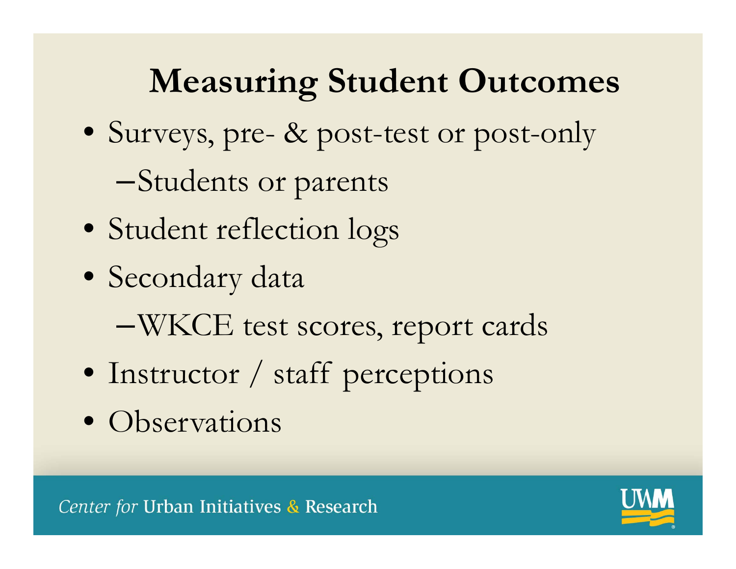# Measuring Student Outcomes

- Surveys, pre- & post-test or post-only
  - Students or parents
- Student reflection logs
- Secondary data
  - WKCE test scores, report cards
- Instructor / staff perceptions
- Observations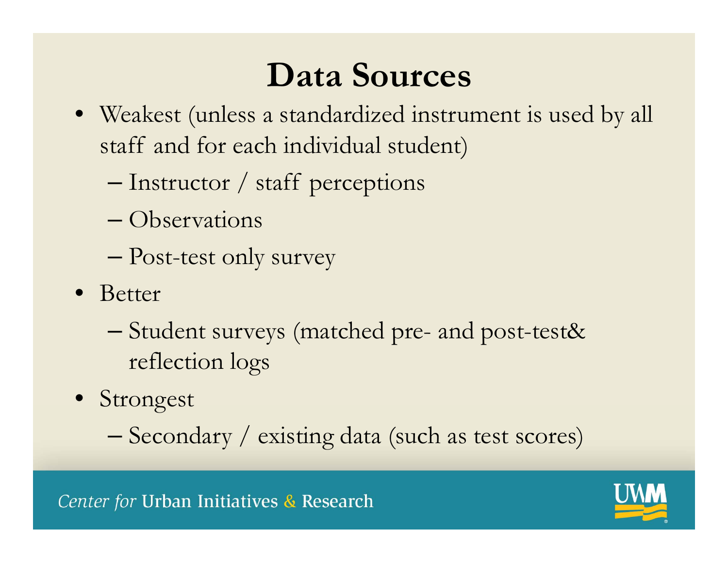# Data Sources

- Weakest (unless a standardized instrument is used by all staff and for each individual student)
  - Instructor / staff perceptions
  - Observations
  - Post-test only survey
- Better
  - Student surveys (matched pre- and post-test& reflection logs
- Strongest
  - Secondary / existing data (such as test scores)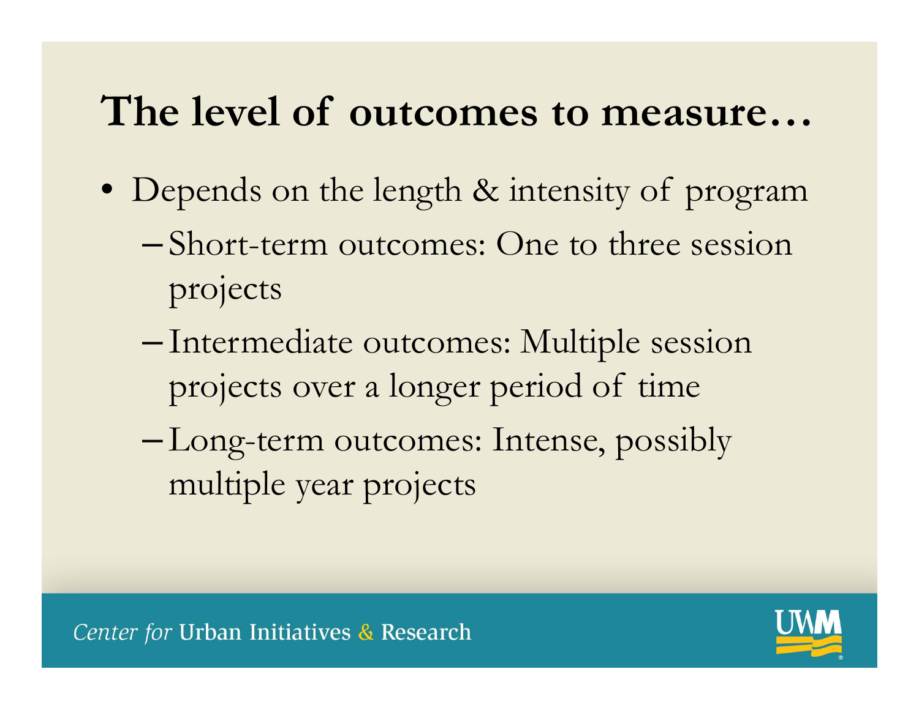# The level of outcomes to measure…

- Depends on the length & intensity of program
  - Short-term outcomes: One to three session projects
  - Intermediate outcomes: Multiple session projects over a longer period of time
  - Long-term outcomes: Intense, possibly multiple year projects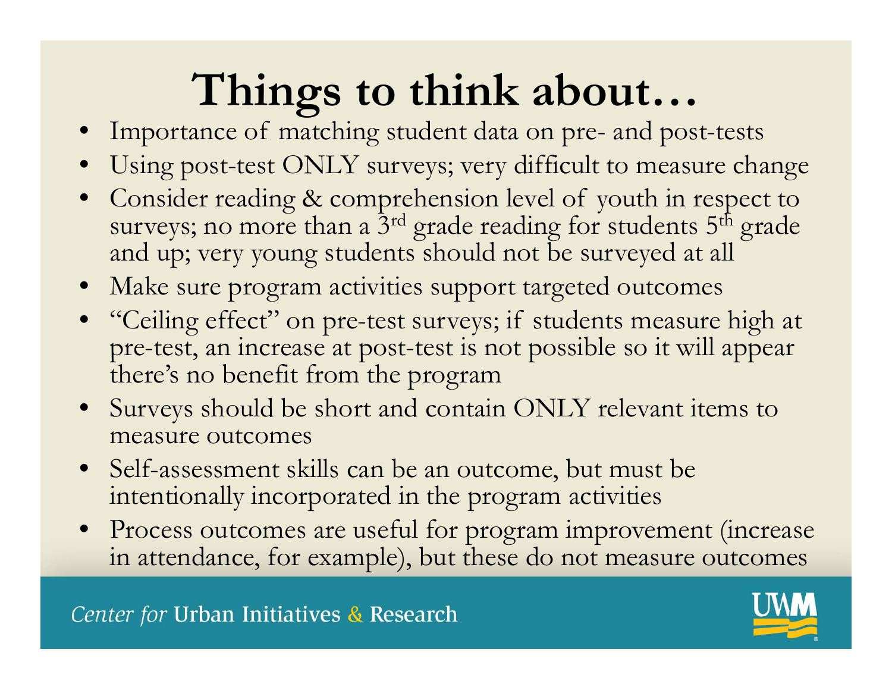# Things to think about…

- Importance of matching student data on pre- and post-tests
- Using post-test ONLY surveys; very difficult to measure change
- Consider reading & comprehension level of youth in respect to surveys; no more than a 3rd grade reading for students 5th grade and up; very young students should not be surveyed at all
- Make sure program activities support targeted outcomes
- "Ceiling effect" on pre-test surveys; if students measure high at pre-test, an increase at post-test is not possible so it will appear there's no benefit from the program
- Surveys should be short and contain ONLY relevant items to measure outcomes
- Self-assessment skills can be an outcome, but must be intentionally incorporated in the program activities
- Process outcomes are useful for program improvement (increase in attendance, for example), but these do not measure outcomes

*Center for* Urban Initiatives & Research